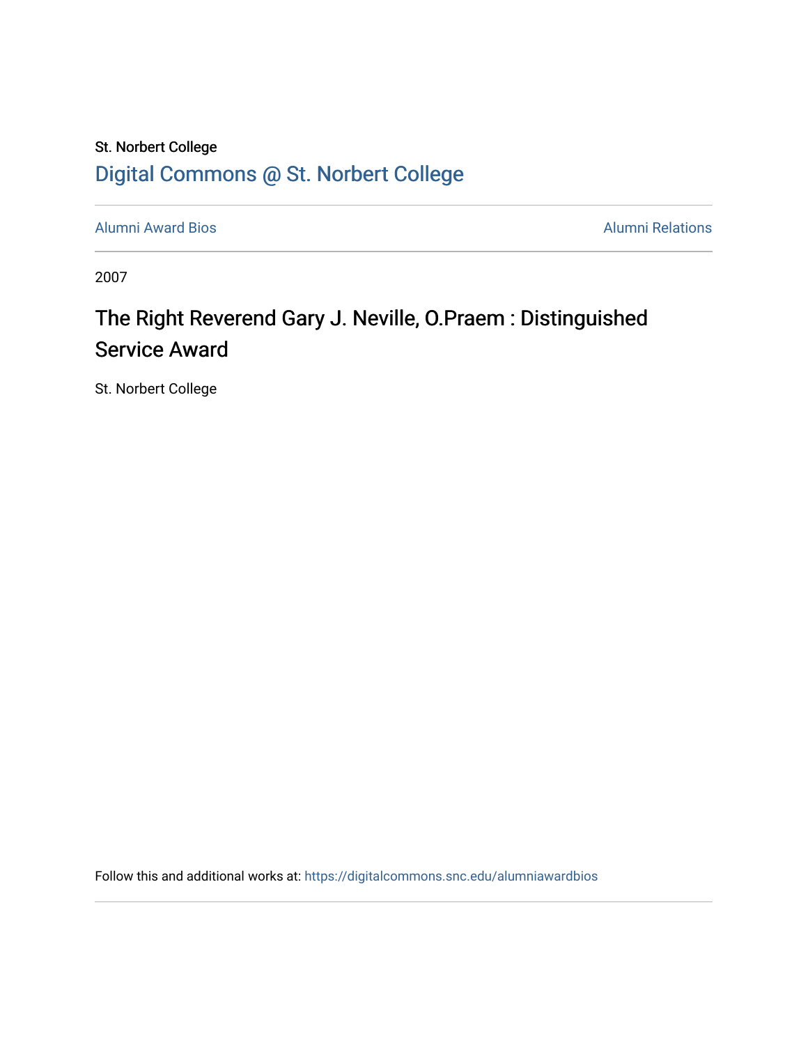St. Norbert College

Digital Commons @ St. Norbert College

Alumni Award Bios

Alumni Relations

2007

# The Right Reverend Gary J. Neville, O.Praem : Distinguished Service Award

St. Norbert College

Follow this and additional works at: https://digitalcommons.snc.edu/alumniawardbios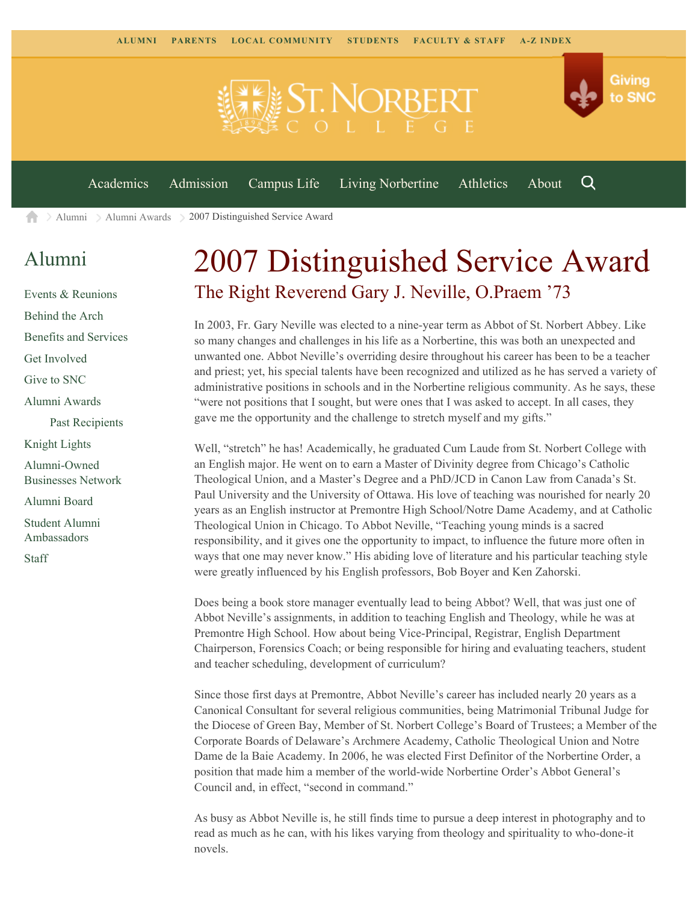# 2007 Distinguished Service Award

## The Right Reverend Gary J. Neville, O.Praem '73

In 2003, Fr. Gary Neville was elected to a nine-year term as Abbot of St. Norbert Abbey. Like so many changes and challenges in his life as a Norbertine, this was both an unexpected and unwanted one. Abbot Neville's overriding desire throughout his career has been to be a teacher and priest; yet, his special talents have been recognized and utilized as he has served a variety of administrative positions in schools and in the Norbertine religious community. As he says, these "were not positions that I sought, but were ones that I was asked to accept. In all cases, they gave me the opportunity and the challenge to stretch myself and my gifts."

Well, "stretch" he has! Academically, he graduated Cum Laude from St. Norbert College with an English major. He went on to earn a Master of Divinity degree from Chicago's Catholic Theological Union, and a Master's Degree and a PhD/JCD in Canon Law from Canada's St. Paul University and the University of Ottawa. His love of teaching was nourished for nearly 20 years as an English instructor at Premontre High School/Notre Dame Academy, and at Catholic Theological Union in Chicago. To Abbot Neville, "Teaching young minds is a sacred responsibility, and it gives one the opportunity to impact, to influence the future more often in ways that one may never know." His abiding love of literature and his particular teaching style were greatly influenced by his English professors, Bob Boyer and Ken Zahorski.

Does being a book store manager eventually lead to being Abbot? Well, that was just one of Abbot Neville's assignments, in addition to teaching English and Theology, while he was at Premontre High School. How about being Vice-Principal, Registrar, English Department Chairperson, Forensics Coach; or being responsible for hiring and evaluating teachers, student and teacher scheduling, development of curriculum?

Since those first days at Premontre, Abbot Neville's career has included nearly 20 years as a Canonical Consultant for several religious communities, being Matrimonial Tribunal Judge for the Diocese of Green Bay, Member of St. Norbert College's Board of Trustees; a Member of the Corporate Boards of Delaware's Archmere Academy, Catholic Theological Union and Notre Dame de la Baie Academy. In 2006, he was elected First Definitor of the Norbertine Order, a position that made him a member of the world-wide Norbertine Order's Abbot General's Council and, in effect, "second in command."

As busy as Abbot Neville is, he still finds time to pursue a deep interest in photography and to read as much as he can, with his likes varying from theology and spirituality to who-done-it novels.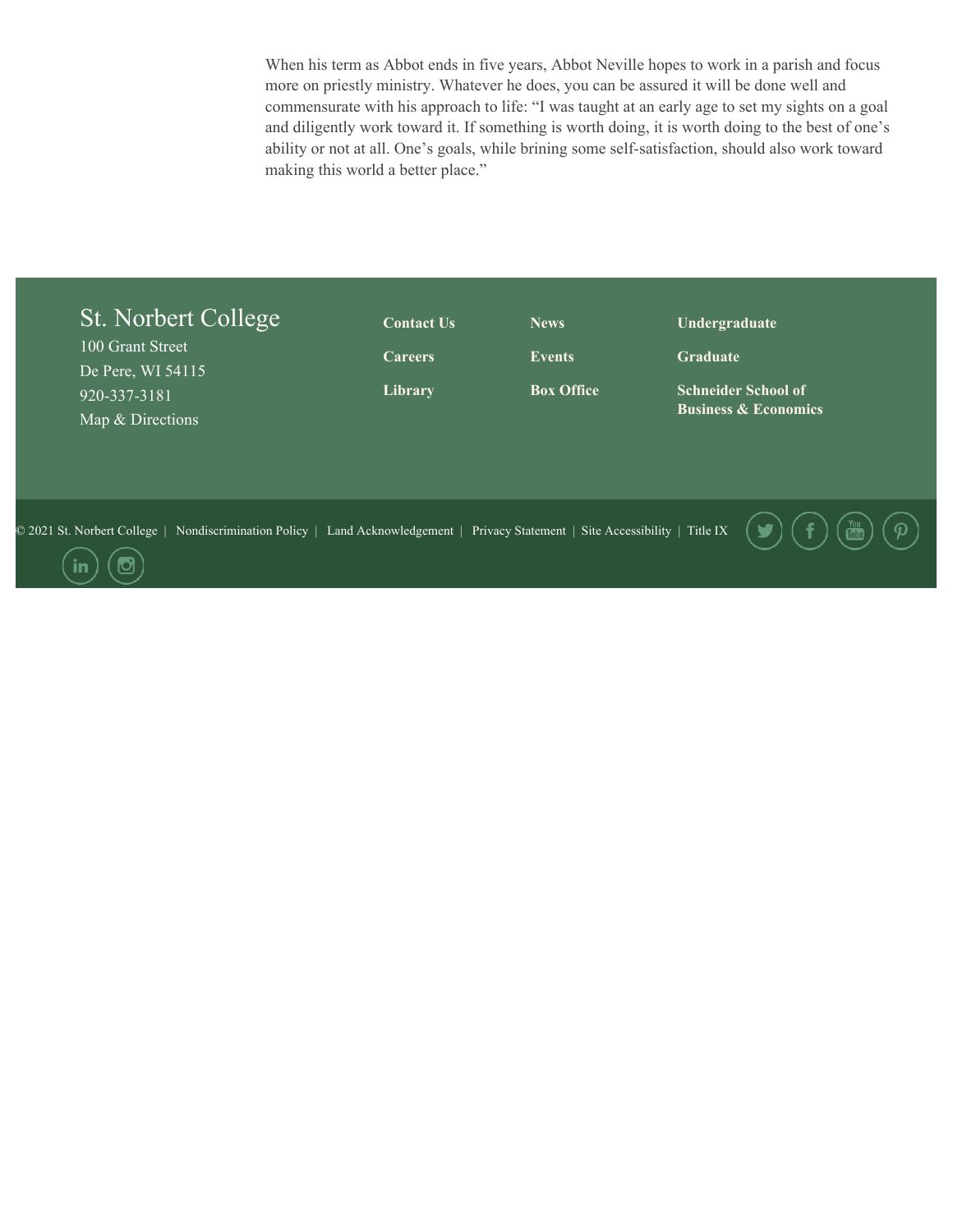When his term as Abbot ends in five years, Abbot Neville hopes to work in a parish and focus more on priestly ministry. Whatever he does, you can be assured it will be done well and commensurate with his approach to life: “I was taught at an early age to set my sights on a goal and diligently work toward it. If something is worth doing, it is worth doing to the best of one’s ability or not at all. One’s goals, while brining some self-satisfaction, should also work toward making this world a better place.”

St. Norbert College
100 Grant Street
De Pere, WI 54115
920-337-3181
Map & Directions

**Contact Us**
**Careers**
**Library**
**News**
**Events**
**Box Office**
**Undergraduate**
**Graduate**
**Schneider School of Business & Economics**

© 2021 St. Norbert College | Nondiscrimination Policy | Land Acknowledgement | Privacy Statement | Site Accessibility | Title IX